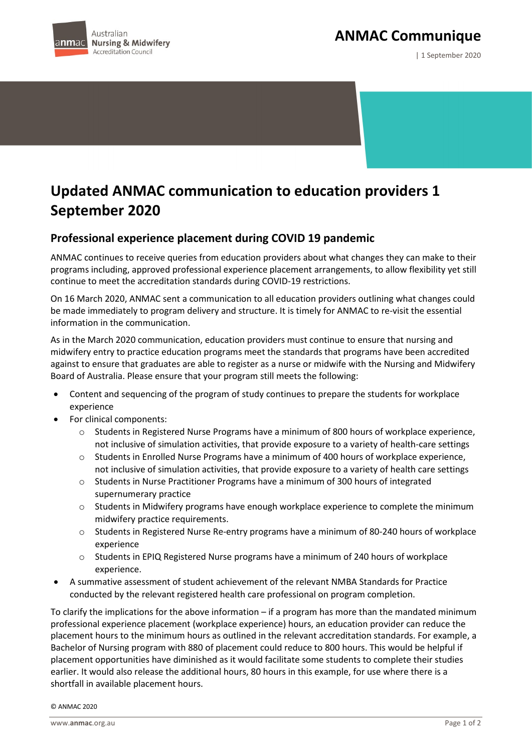# Updated ANMAC communication to education providers 1 September 2020

## Professional experience placement during COVID 19 pandemic

ANMAC continues to receive queries from education providers about what changes they can make to their programs including, approved professional experience placement arrangements, to allow flexibility yet still continue to meet the accreditation standards during COVID-19 restrictions.

On 16 March 2020, ANMAC sent a communication to all education providers outlining what changes could be made immediately to program delivery and structure. It is timely for ANMAC to re-visit the essential information in the communication.

As in the March 2020 communication, education providers must continue to ensure that nursing and midwifery entry to practice education programs meet the standards that programs have been accredited against to ensure that graduates are able to register as a nurse or midwife with the Nursing and Midwifery Board of Australia. Please ensure that your program still meets the following:

- Content and sequencing of the program of study continues to prepare the students for workplace experience
- For clinical components:
  - Students in Registered Nurse Programs have a minimum of 800 hours of workplace experience, not inclusive of simulation activities, that provide exposure to a variety of health-care settings
  - Students in Enrolled Nurse Programs have a minimum of 400 hours of workplace experience, not inclusive of simulation activities, that provide exposure to a variety of health care settings
  - Students in Nurse Practitioner Programs have a minimum of 300 hours of integrated supernumerary practice
  - Students in Midwifery programs have enough workplace experience to complete the minimum midwifery practice requirements.
  - Students in Registered Nurse Re-entry programs have a minimum of 80-240 hours of workplace experience
  - Students in EPIQ Registered Nurse programs have a minimum of 240 hours of workplace experience.
- A summative assessment of student achievement of the relevant NMBA Standards for Practice conducted by the relevant registered health care professional on program completion.

To clarify the implications for the above information – if a program has more than the mandated minimum professional experience placement (workplace experience) hours, an education provider can reduce the placement hours to the minimum hours as outlined in the relevant accreditation standards. For example, a Bachelor of Nursing program with 880 of placement could reduce to 800 hours. This would be helpful if placement opportunities have diminished as it would facilitate some students to complete their studies earlier. It would also release the additional hours, 80 hours in this example, for use where there is a shortfall in available placement hours.

© ANMAC 2020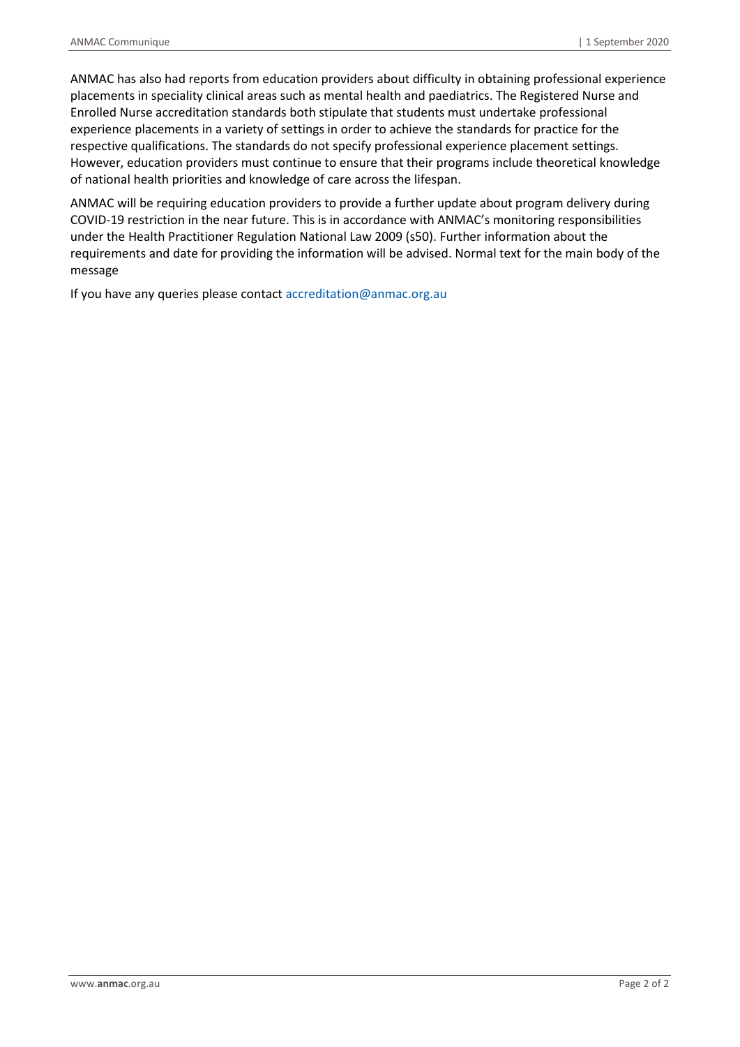ANMAC has also had reports from education providers about difficulty in obtaining professional experience placements in speciality clinical areas such as mental health and paediatrics. The Registered Nurse and Enrolled Nurse accreditation standards both stipulate that students must undertake professional experience placements in a variety of settings in order to achieve the standards for practice for the respective qualifications. The standards do not specify professional experience placement settings. However, education providers must continue to ensure that their programs include theoretical knowledge of national health priorities and knowledge of care across the lifespan.

ANMAC will be requiring education providers to provide a further update about program delivery during COVID-19 restriction in the near future. This is in accordance with ANMAC's monitoring responsibilities under the Health Practitioner Regulation National Law 2009 (s50). Further information about the requirements and date for providing the information will be advised. Normal text for the main body of the message

If you have any queries please contact accreditation@anmac.org.au